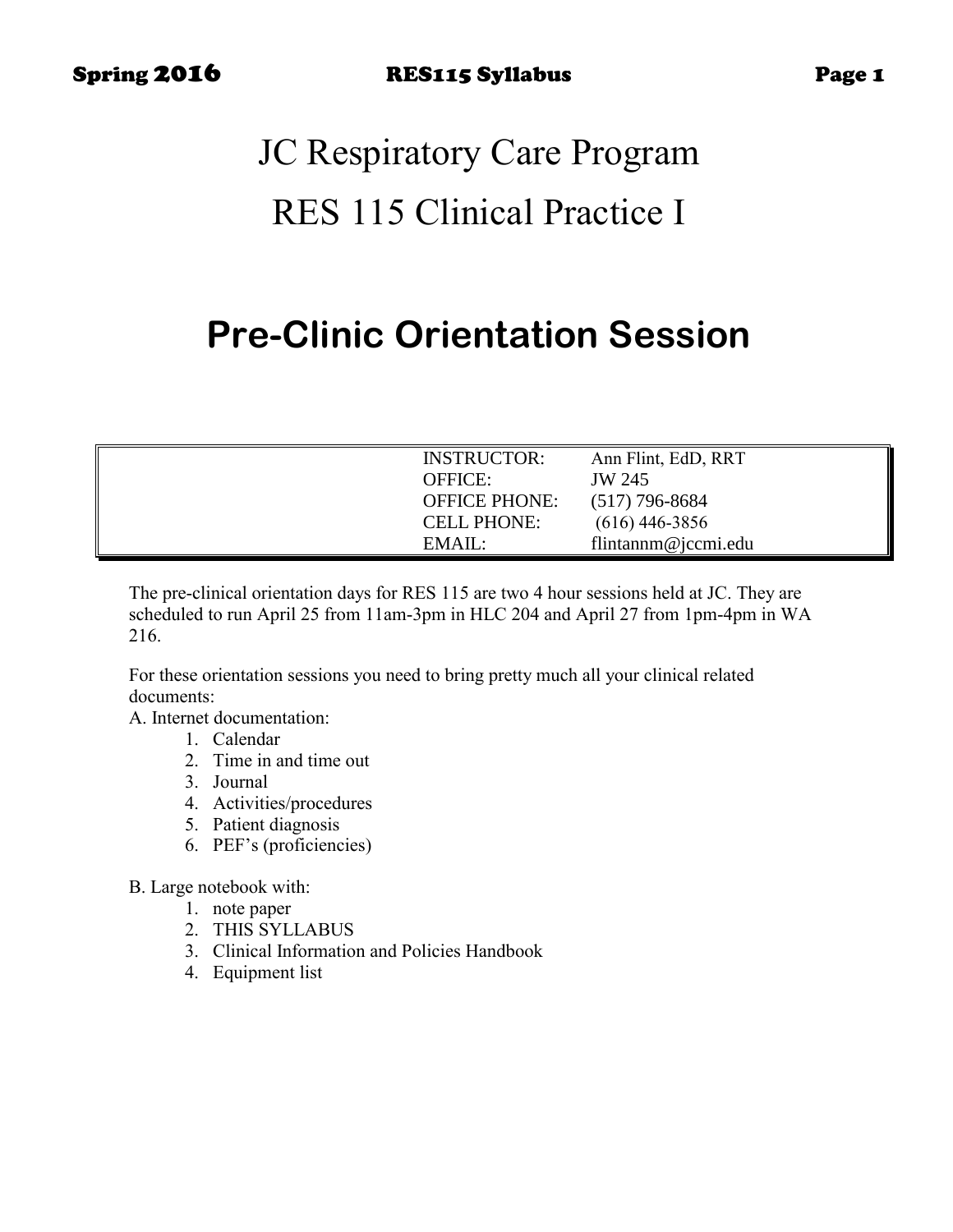# JC Respiratory Care Program

# RES 115 Clinical Practice I

## Pre-Clinic Orientation Session

| | |
|---|---|
| INSTRUCTOR: | Ann Flint, EdD, RRT |
| OFFICE: | JW 245 |
| OFFICE PHONE: | (517) 796-8684 |
| CELL PHONE: | (616) 446-3856 |
| EMAIL: | flintannm@jccmi.edu |

The pre-clinical orientation days for RES 115 are two 4 hour sessions held at JC. They are scheduled to run April 25 from 11am-3pm in HLC 204 and April 27 from 1pm-4pm in WA 216.

For these orientation sessions you need to bring pretty much all your clinical related documents:

A. Internet documentation:

1. Calendar
2. Time in and time out
3. Journal
4. Activities/procedures
5. Patient diagnosis
6. PEF's (proficiencies)

B. Large notebook with:

1. note paper
2. THIS SYLLABUS
3. Clinical Information and Policies Handbook
4. Equipment list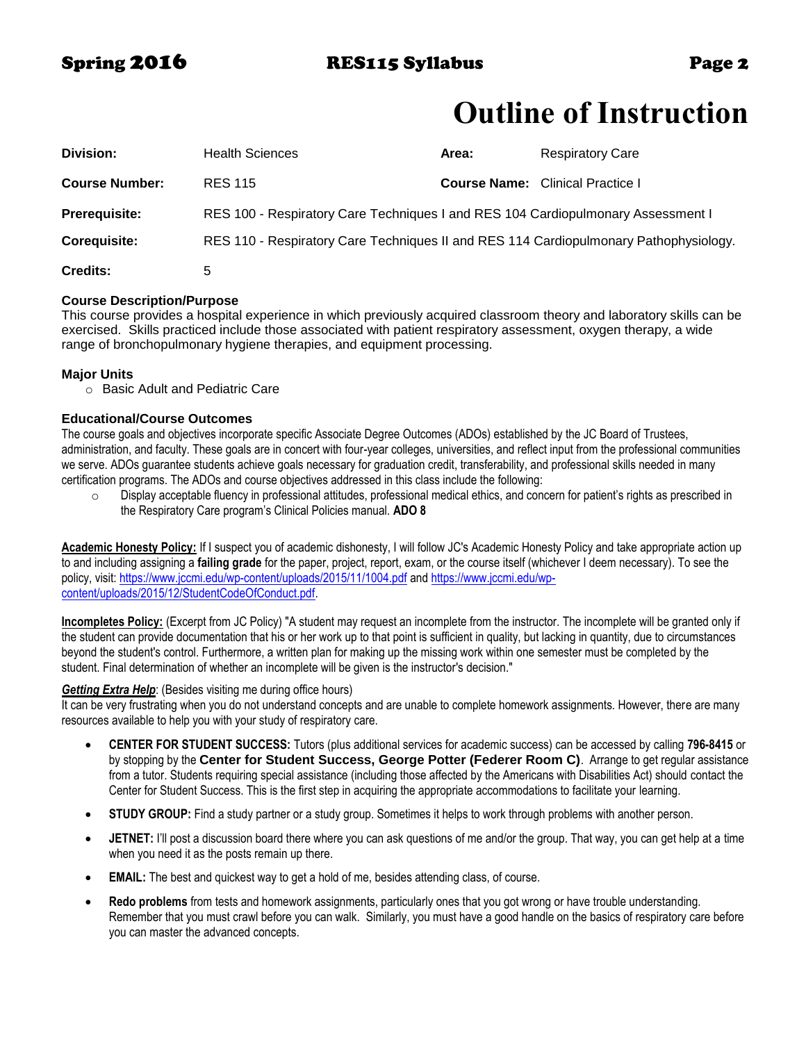# Outline of Instruction

| **Division:** | Health Sciences | **Area:** | Respiratory Care |
|---|---|---|---|
| **Course Number:** | RES 115 | **Course Name:** | Clinical Practice I |
| **Prerequisite:** | RES 100 - Respiratory Care Techniques I and RES 104 Cardiopulmonary Assessment I | | |
| **Corequisite:** | RES 110 - Respiratory Care Techniques II and RES 114 Cardiopulmonary Pathophysiology. | | |
| **Credits:** | 5 | | |

### Course Description/Purpose

This course provides a hospital experience in which previously acquired classroom theory and laboratory skills can be exercised. Skills practiced include those associated with patient respiratory assessment, oxygen therapy, a wide range of bronchopulmonary hygiene therapies, and equipment processing.

### Major Units

- Basic Adult and Pediatric Care

### Educational/Course Outcomes

The course goals and objectives incorporate specific Associate Degree Outcomes (ADOs) established by the JC Board of Trustees, administration, and faculty. These goals are in concert with four-year colleges, universities, and reflect input from the professional communities we serve. ADOs guarantee students achieve goals necessary for graduation credit, transferability, and professional skills needed in many certification programs. The ADOs and course objectives addressed in this class include the following:

- Display acceptable fluency in professional attitudes, professional medical ethics, and concern for patient's rights as prescribed in the Respiratory Care program's Clinical Policies manual. **ADO 8**

**Academic Honesty Policy:** If I suspect you of academic dishonesty, I will follow JC's Academic Honesty Policy and take appropriate action up to and including assigning a **failing grade** for the paper, project, report, exam, or the course itself (whichever I deem necessary). To see the policy, visit: https://www.jccmi.edu/wp-content/uploads/2015/11/1004.pdf and https://www.jccmi.edu/wp-content/uploads/2015/12/StudentCodeOfConduct.pdf.

**Incompletes Policy:** (Excerpt from JC Policy) "A student may request an incomplete from the instructor. The incomplete will be granted only if the student can provide documentation that his or her work up to that point is sufficient in quality, but lacking in quantity, due to circumstances beyond the student's control. Furthermore, a written plan for making up the missing work within one semester must be completed by the student. Final determination of whether an incomplete will be given is the instructor's decision."

***Getting Extra Help***: (Besides visiting me during office hours)
It can be very frustrating when you do not understand concepts and are unable to complete homework assignments. However, there are many resources available to help you with your study of respiratory care.

- **CENTER FOR STUDENT SUCCESS:** Tutors (plus additional services for academic success) can be accessed by calling **796-8415** or by stopping by the **Center for Student Success, George Potter (Federer Room C)**. Arrange to get regular assistance from a tutor. Students requiring special assistance (including those affected by the Americans with Disabilities Act) should contact the Center for Student Success. This is the first step in acquiring the appropriate accommodations to facilitate your learning.
- **STUDY GROUP:** Find a study partner or a study group. Sometimes it helps to work through problems with another person.
- **JETNET:** I'll post a discussion board there where you can ask questions of me and/or the group. That way, you can get help at a time when you need it as the posts remain up there.
- **EMAIL:** The best and quickest way to get a hold of me, besides attending class, of course.
- **Redo problems** from tests and homework assignments, particularly ones that you got wrong or have trouble understanding. Remember that you must crawl before you can walk. Similarly, you must have a good handle on the basics of respiratory care before you can master the advanced concepts.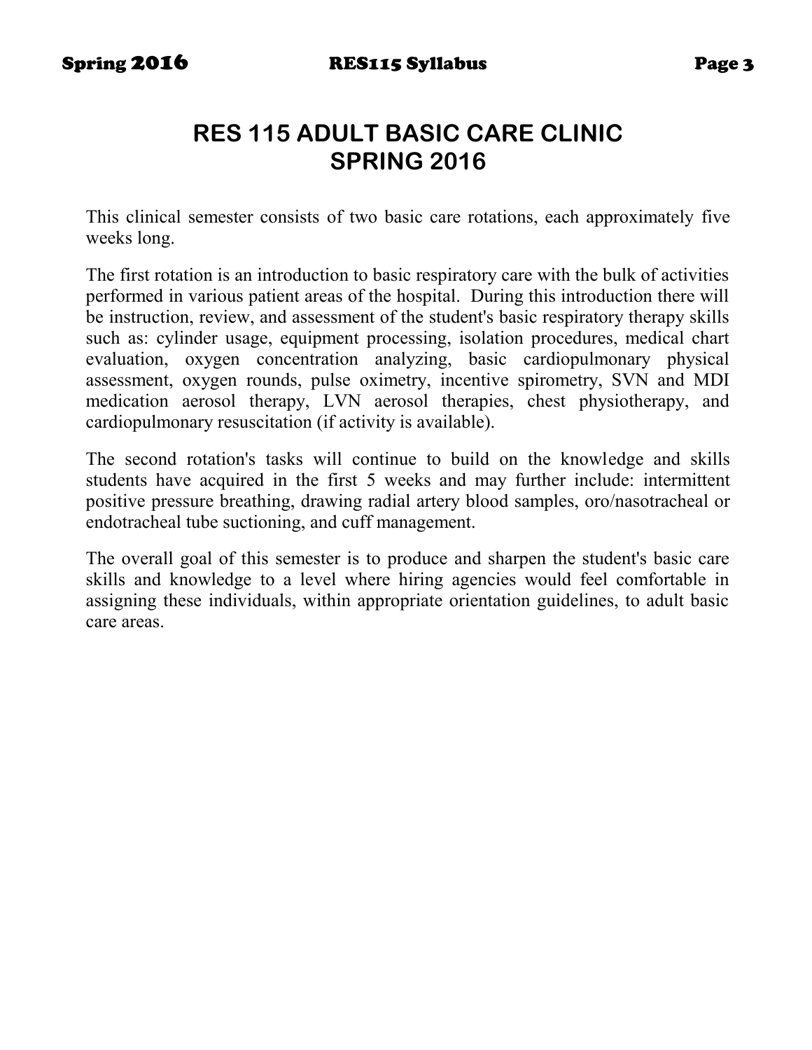# RES 115 ADULT BASIC CARE CLINIC
# SPRING 2016

This clinical semester consists of two basic care rotations, each approximately five weeks long.

The first rotation is an introduction to basic respiratory care with the bulk of activities performed in various patient areas of the hospital. During this introduction there will be instruction, review, and assessment of the student's basic respiratory therapy skills such as: cylinder usage, equipment processing, isolation procedures, medical chart evaluation, oxygen concentration analyzing, basic cardiopulmonary physical assessment, oxygen rounds, pulse oximetry, incentive spirometry, SVN and MDI medication aerosol therapy, LVN aerosol therapies, chest physiotherapy, and cardiopulmonary resuscitation (if activity is available).

The second rotation's tasks will continue to build on the knowledge and skills students have acquired in the first 5 weeks and may further include: intermittent positive pressure breathing, drawing radial artery blood samples, oro/nasotracheal or endotracheal tube suctioning, and cuff management.

The overall goal of this semester is to produce and sharpen the student's basic care skills and knowledge to a level where hiring agencies would feel comfortable in assigning these individuals, within appropriate orientation guidelines, to adult basic care areas.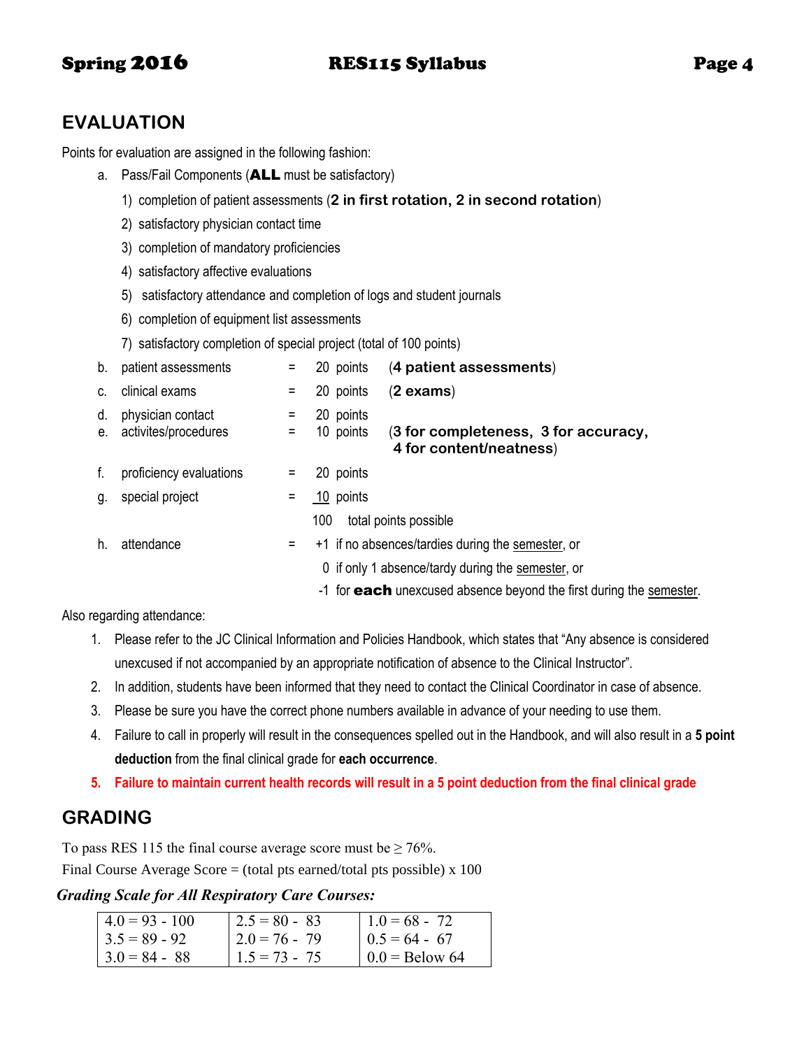## EVALUATION

Points for evaluation are assigned in the following fashion:

a. Pass/Fail Components (**ALL** must be satisfactory)
   1) completion of patient assessments (**2 in first rotation, 2 in second rotation**)
   2) satisfactory physician contact time
   3) completion of mandatory proficiencies
   4) satisfactory affective evaluations
   5) satisfactory attendance and completion of logs and student journals
   6) completion of equipment list assessments
   7) satisfactory completion of special project (total of 100 points)

| | | | | |
|---|---|---|---|---|
| b. | patient assessments | = | 20 points | (**4 patient assessments**) |
| c. | clinical exams | = | 20 points | (**2 exams**) |
| d. | physician contact | = | 20 points | |
| e. | activites/procedures | = | 10 points | (**3 for completeness, 3 for accuracy, 4 for content/neatness**) |
| f. | proficiency evaluations | = | 20 points | |
| g. | special project | = | 10 points | |
| | | | 100 total points possible | |
| h. | attendance | = | +1 if no absences/tardies during the semester, or | |
| | | | 0 if only 1 absence/tardy during the semester, or | |
| | | | -1 for **each** unexcused absence beyond the first during the semester. | |

Also regarding attendance:

1. Please refer to the JC Clinical Information and Policies Handbook, which states that "Any absence is considered unexcused if not accompanied by an appropriate notification of absence to the Clinical Instructor".
2. In addition, students have been informed that they need to contact the Clinical Coordinator in case of absence.
3. Please be sure you have the correct phone numbers available in advance of your needing to use them.
4. Failure to call in properly will result in the consequences spelled out in the Handbook, and will also result in a **5 point deduction** from the final clinical grade for **each occurrence**.
5. **Failure to maintain current health records will result in a 5 point deduction from the final clinical grade**

## GRADING

To pass RES 115 the final course average score must be ≥ 76%.

Final Course Average Score = (total pts earned/total pts possible) x 100

***Grading Scale for All Respiratory Care Courses:***

| | | |
|---|---|---|
| 4.0 = 93 - 100 | 2.5 = 80 - 83 | 1.0 = 68 - 72 |
| 3.5 = 89 - 92 | 2.0 = 76 - 79 | 0.5 = 64 - 67 |
| 3.0 = 84 - 88 | 1.5 = 73 - 75 | 0.0 = Below 64 |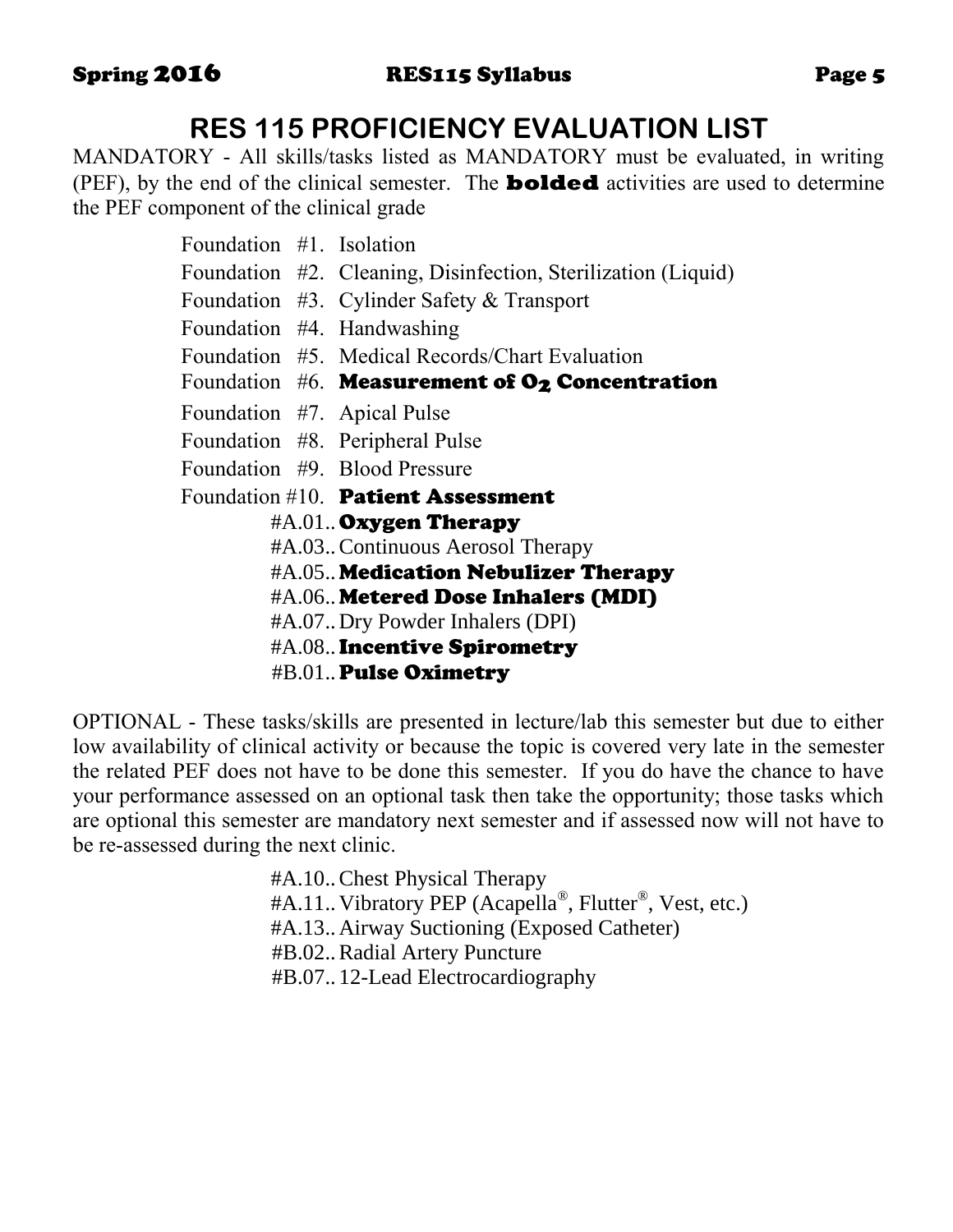# RES 115 PROFICIENCY EVALUATION LIST

MANDATORY - All skills/tasks listed as MANDATORY must be evaluated, in writing (PEF), by the end of the clinical semester. The **bolded** activities are used to determine the PEF component of the clinical grade

- Foundation #1. Isolation
- Foundation #2. Cleaning, Disinfection, Sterilization (Liquid)
- Foundation #3. Cylinder Safety & Transport
- Foundation #4. Handwashing
- Foundation #5. Medical Records/Chart Evaluation
- Foundation #6. **Measurement of $O_2$ Concentration**
- Foundation #7. Apical Pulse
- Foundation #8. Peripheral Pulse
- Foundation #9. Blood Pressure
- Foundation #10. **Patient Assessment**
- #A.01.. **Oxygen Therapy**
- #A.03.. Continuous Aerosol Therapy
- #A.05.. **Medication Nebulizer Therapy**
- #A.06.. **Metered Dose Inhalers (MDI)**
- #A.07.. Dry Powder Inhalers (DPI)
- #A.08.. **Incentive Spirometry**
- #B.01.. **Pulse Oximetry**

OPTIONAL - These tasks/skills are presented in lecture/lab this semester but due to either low availability of clinical activity or because the topic is covered very late in the semester the related PEF does not have to be done this semester. If you do have the chance to have your performance assessed on an optional task then take the opportunity; those tasks which are optional this semester are mandatory next semester and if assessed now will not have to be re-assessed during the next clinic.

- #A.10.. Chest Physical Therapy
- #A.11.. Vibratory PEP (Acapella®, Flutter®, Vest, etc.)
- #A.13.. Airway Suctioning (Exposed Catheter)
- #B.02.. Radial Artery Puncture
- #B.07.. 12-Lead Electrocardiography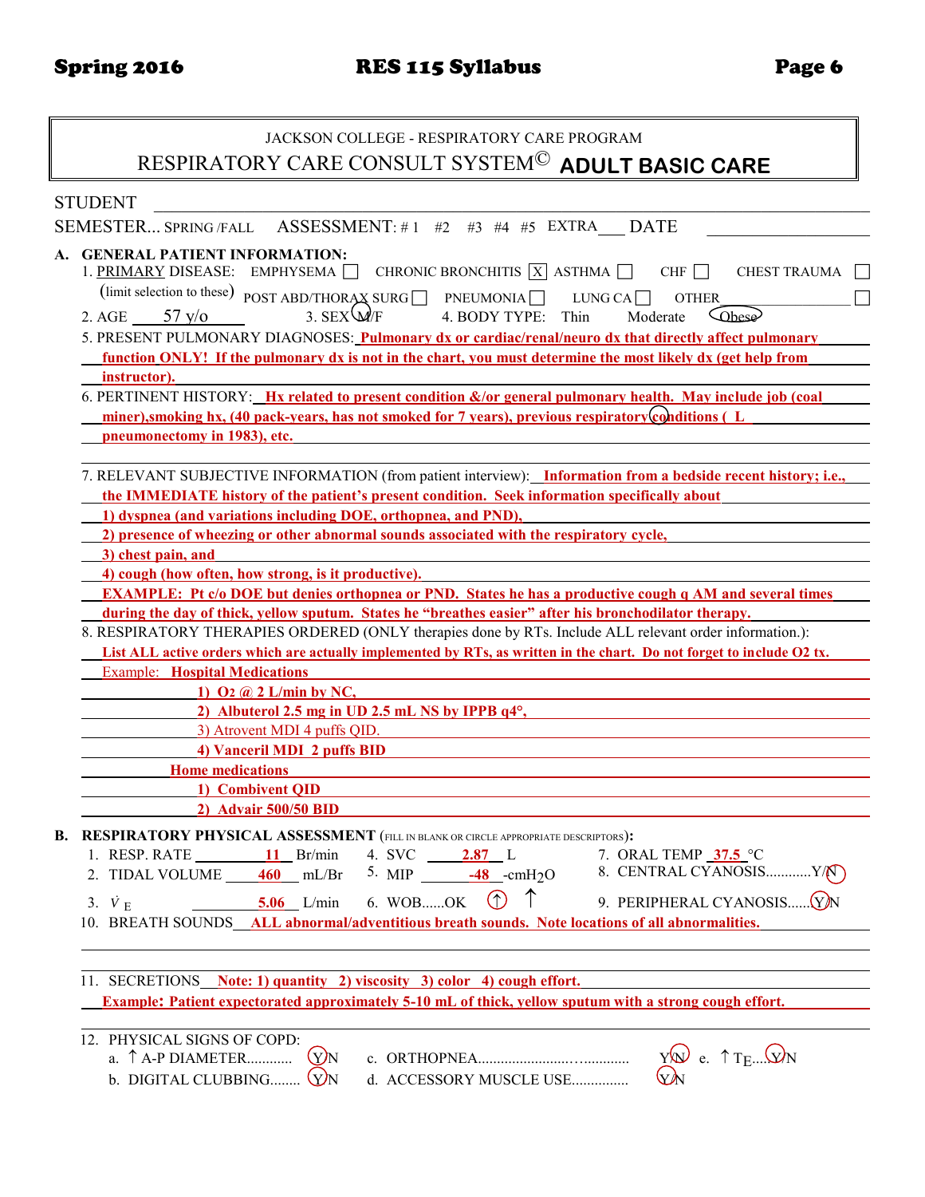JACKSON COLLEGE - RESPIRATORY CARE PROGRAM

RESPIRATORY CARE CONSULT SYSTEM© **ADULT BASIC CARE**

STUDENT ______________________

SEMESTER... SPRING /FALL  ASSESSMENT: # 1  #2  #3  #4  #5  EXTRA___  DATE ____________

**A. GENERAL PATIENT INFORMATION:**

1. PRIMARY DISEASE: EMPHYSEMA ☐ CHRONIC BRONCHITIS ☒ ASTHMA ☐ CHF ☐ CHEST TRAUMA ☐
   (limit selection to these) POST ABD/THORAX SURG ☐ PNEUMONIA ☐ LUNG CA ☐ OTHER ________ ☐
2. AGE 57 y/o  3. SEX (M)/F  4. BODY TYPE: Thin Moderate (Obese)
5. PRESENT PULMONARY DIAGNOSES: **Pulmonary dx or cardiac/renal/neuro dx that directly affect pulmonary function ONLY! If the pulmonary dx is not in the chart, you must determine the most likely dx (get help from instructor).**
6. PERTINENT HISTORY: **Hx related to present condition &/or general pulmonary health. May include job (coal miner),smoking hx, (40 pack-years, has not smoked for 7 years), previous respiratory conditions ( L pneumonectomy in 1983), etc.**
7. RELEVANT SUBJECTIVE INFORMATION (from patient interview): **Information from a bedside recent history; i.e., the IMMEDIATE history of the patient's present condition. Seek information specifically about**
   **1) dyspnea (and variations including DOE, orthopnea, and PND),**
   **2) presence of wheezing or other abnormal sounds associated with the respiratory cycle,**
   **3) chest pain, and**
   **4) cough (how often, how strong, is it productive).**
   **EXAMPLE: Pt c/o DOE but denies orthopnea or PND. States he has a productive cough q AM and several times during the day of thick, yellow sputum. States he "breathes easier" after his bronchodilator therapy.**
8. RESPIRATORY THERAPIES ORDERED (ONLY therapies done by RTs. Include ALL relevant order information.):
   **List ALL active orders which are actually implemented by RTs, as written in the chart. Do not forget to include O2 tx.**
   Example: **Hospital Medications**
   **1) $O_2$ @ 2 L/min by NC,**
   **2) Albuterol 2.5 mg in UD 2.5 mL NS by IPPB q4°,**
   3) Atrovent MDI 4 puffs QID.
   **4) Vanceril MDI 2 puffs BID**
   **Home medications**
   **1) Combivent QID**
   **2) Advair 500/50 BID**

**B. RESPIRATORY PHYSICAL ASSESSMENT** (FILL IN BLANK OR CIRCLE APPROPRIATE DESCRIPTORS)**:**

1. RESP. RATE **11** Br/min
2. TIDAL VOLUME **460** mL/Br
3. $\dot{V}_E$ **5.06** L/min
4. SVC **2.87** L
5. MIP **-48** -cm$H_2O$
6. WOB......OK (↑) ↑
7. ORAL TEMP **37.5** °C
8. CENTRAL CYANOSIS............Y/(N)
9. PERIPHERAL CYANOSIS......(Y)/N
10. BREATH SOUNDS **ALL abnormal/adventitious breath sounds. Note locations of all abnormalities.**
11. SECRETIONS **Note: 1) quantity 2) viscosity 3) color 4) cough effort.**
    **Example: Patient expectorated approximately 5-10 mL of thick, yellow sputum with a strong cough effort.**
12. PHYSICAL SIGNS OF COPD:
    a. ↑ A-P DIAMETER............ (Y)/N
    b. DIGITAL CLUBBING........ (Y)/N
    c. ORTHOPNEA....................................... Y/(N)
    d. ACCESSORY MUSCLE USE............... (Y)/N
    e. ↑ $T_E$..... (Y)/N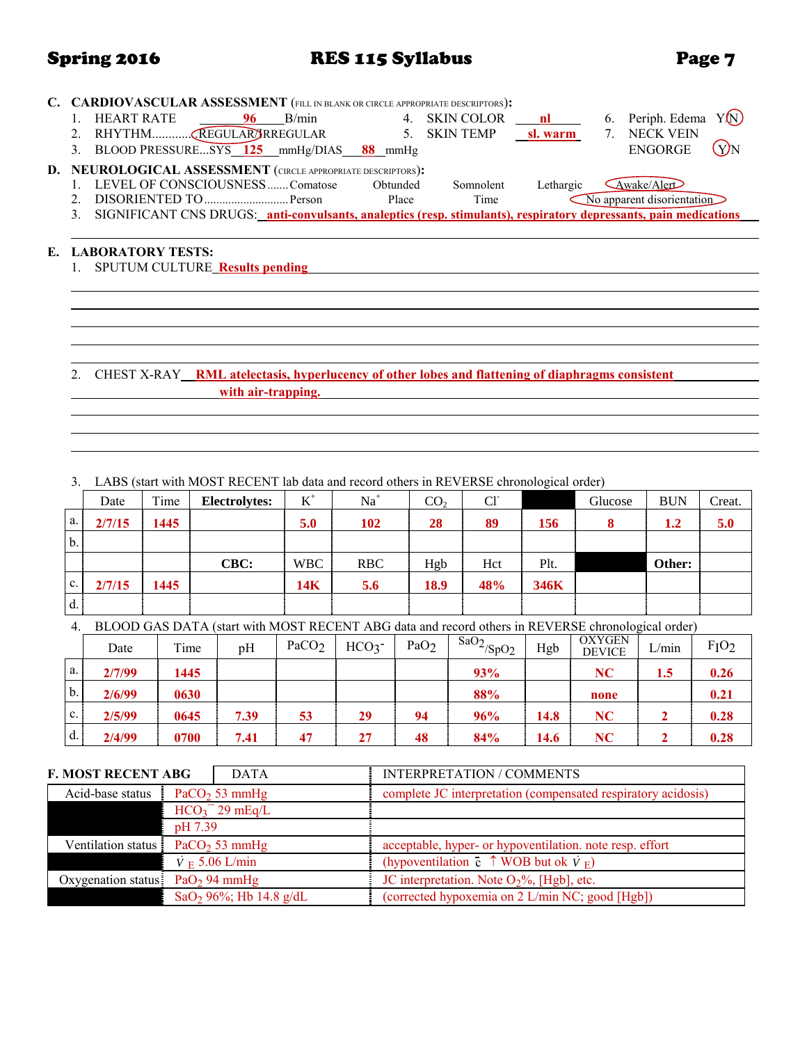## C. CARDIOVASCULAR ASSESSMENT (FILL IN BLANK OR CIRCLE APPROPRIATE DESCRIPTORS):

1. HEART RATE **96** B/min
2. RHYTHM............ (REGULAR)/IRREGULAR
3. BLOOD PRESSURE...SYS **125** mmHg/DIAS **88** mmHg
4. SKIN COLOR **nl**
5. SKIN TEMP **sl. warm**
6. Periph. Edema Y/(N)
7. NECK VEIN ENGORGE (Y)/N

## D. NEUROLOGICAL ASSESSMENT (CIRCLE APPROPRIATE DESCRIPTORS):

1. LEVEL OF CONSCIOUSNESS.......Comatose Obtunded Somnolent Lethargic (Awake/Alert)
2. DISORIENTED TO...........................Person Place Time (No apparent disorientation)
3. SIGNIFICANT CNS DRUGS: **anti-convulsants, analeptics (resp. stimulants), respiratory depressants, pain medications**

## E. LABORATORY TESTS:

1. SPUTUM CULTURE **Results pending**

2. CHEST X-RAY **RML atelectasis, hyperlucency of other lobes and flattening of diaphragms consistent with air-trapping.**

3. LABS (start with MOST RECENT lab data and record others in REVERSE chronological order)

| | Date | Time | Electrolytes: | $K^+$ | $Na^+$ | $CO_2$ | $Cl^-$ | | Glucose | BUN | Creat. |
|---|---|---|---|---|---|---|---|---|---|---|---|
| a. | **2/7/15** | **1445** | | **5.0** | **102** | **28** | **89** | **156** | **8** | **1.2** | **5.0** |
| b. | | | | | | | | | | | |
| | | | **CBC:** | WBC | RBC | Hgb | Hct | Plt. | | **Other:** | |
| c. | **2/7/15** | **1445** | | **14K** | **5.6** | **18.9** | **48%** | **346K** | | | |
| d. | | | | | | | | | | | |

4. BLOOD GAS DATA (start with MOST RECENT ABG data and record others in REVERSE chronological order)

| | Date | Time | pH | $PaCO_2$ | $HCO_3^-$ | $PaO_2$ | $SaO_2/SpO_2$ | Hgb | OXYGEN DEVICE | L/min | $F_IO_2$ |
|---|---|---|---|---|---|---|---|---|---|---|---|
| a. | **2/7/99** | **1445** | | | | | **93%** | | **NC** | **1.5** | **0.26** |
| b. | **2/6/99** | **0630** | | | | | **88%** | | **none** | | **0.21** |
| c. | **2/5/99** | **0645** | **7.39** | **53** | **29** | **94** | **96%** | **14.8** | **NC** | **2** | **0.28** |
| d. | **2/4/99** | **0700** | **7.41** | **47** | **27** | **48** | **84%** | **14.6** | **NC** | **2** | **0.28** |

## F. MOST RECENT ABG

| F. MOST RECENT ABG | DATA | INTERPRETATION / COMMENTS |
|---|---|---|
| Acid-base status | $PaCO_2$ 53 mmHg | complete JC interpretation (compensated respiratory acidosis) |
| | $HCO_3^-$ 29 mEq/L | |
| | pH 7.39 | |
| Ventilation status | $PaCO_2$ 53 mmHg | acceptable, hyper- or hypoventilation. note resp. effort |
| | $\dot{V}_E$ 5.06 L/min | (hypoventilation $\bar{c}$ ↑ WOB but ok $\dot{V}_E$) |
| Oxygenation status | $PaO_2$ 94 mmHg | JC interpretation. Note $O_2$%, [Hgb], etc. |
| | $SaO_2$ 96%; Hb 14.8 g/dL | (corrected hypoxemia on 2 L/min NC; good [Hgb]) |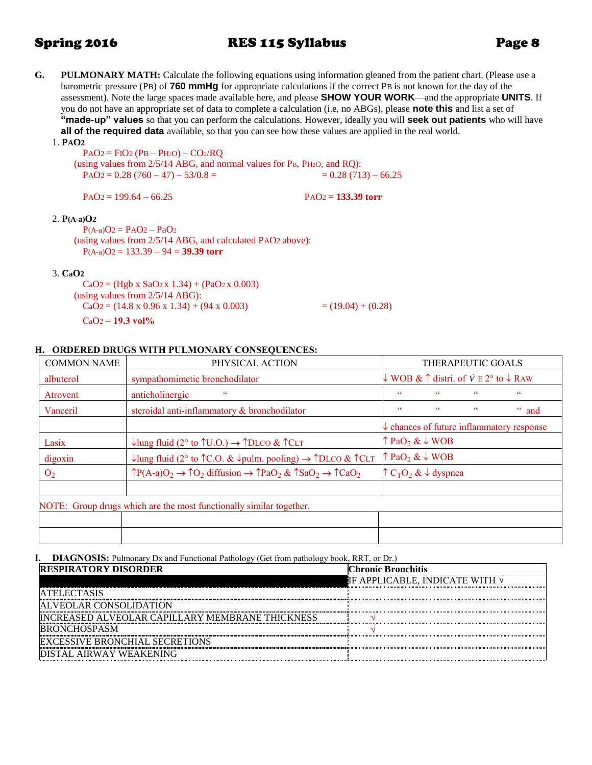**G. PULMONARY MATH:** Calculate the following equations using information gleaned from the patient chart. (Please use a barometric pressure ($P_B$) of **760 mmHg** for appropriate calculations if the correct $P_B$ is not known for the day of the assessment). Note the large spaces made available here, and please **SHOW YOUR WORK**—and the appropriate **UNITS**. If you do not have an appropriate set of data to complete a calculation (i.e, no ABGs), please **note this** and list a set of **"made-up" values** so that you can perform the calculations. However, ideally you will **seek out patients** who will have **all of the required data** available, so that you can see how these values are applied in the real world.

1. **$P_AO_2$**

   $P_AO_2 = F_IO_2 (P_B – P_{H_2O}) – CO_2/RQ$

   (using values from 2/5/14 ABG, and normal values for $P_B$, $P_{H_2O}$, and RQ):

   $P_AO_2 = 0.28 (760 – 47) – 53/0.8 =$ $= 0.28 (713) – 66.25$

   $P_AO_2 = 199.64 – 66.25$ $P_AO_2 =$ **133.39 torr**

2. **$P_{(A-a)}O_2$**

   $P_{(A-a)}O_2 = P_AO_2 – PaO_2$

   (using values from 2/5/14 ABG, and calculated $P_AO_2$ above):

   $P_{(A-a)}O_2 = 133.39 – 94 =$ **39.39 torr**

3. **$CaO_2$**

   $CaO_2 = (Hgb \times SaO_2 \times 1.34) + (PaO_2 \times 0.003)$

   (using values from 2/5/14 ABG):

   $CaO_2 = (14.8 \times 0.96 \times 1.34) + (94 \times 0.003)$ $= (19.04) + (0.28)$

   $CaO_2 =$ **19.3 vol%**

**H. ORDERED DRUGS WITH PULMONARY CONSEQUENCES:**

| COMMON NAME | PHYSICAL ACTION | THERAPEUTIC GOALS |
|---|---|---|
| albuterol | sympathomimetic bronchodilator | ↓ WOB & ↑ distri. of $\dot{V}_E$ 2° to ↓ RAW |
| Atrovent | anticholinergic " | " " " " |
| Vanceril | steroidal anti-inflammatory & bronchodilator | " " " " and |
| | | ↓ chances of future inflammatory response |
| Lasix | ↓lung fluid (2° to ↑U.O.) → ↑DLCO & ↑CLT | ↑ $PaO_2$ & ↓ WOB |
| digoxin | ↓lung fluid (2° to ↑C.O. & ↓pulm. pooling) → ↑DLCO & ↑CLT | ↑ $PaO_2$ & ↓ WOB |
| $O_2$ | ↑$P(A-a)O_2$ → ↑$O_2$ diffusion → ↑$PaO_2$ & ↑$SaO_2$ → ↑$CaO_2$ | ↑ $C_TO_2$ & ↓ dyspnea |
| | | |
| NOTE: Group drugs which are the most functionally similar together. | | |
| | | |
| | | |

**I. DIAGNOSIS:** Pulmonary Dx and Functional Pathology (Get from pathology book, RRT, or Dr.)

| RESPIRATORY DISORDER | Chronic Bronchitis |
|---|---|
| | IF APPLICABLE, INDICATE WITH √ |
| ATELECTASIS | |
| ALVEOLAR CONSOLIDATION | |
| INCREASED ALVEOLAR CAPILLARY MEMBRANE THICKNESS | √ |
| BRONCHOSPASM | √ |
| EXCESSIVE BRONCHIAL SECRETIONS | |
| DISTAL AIRWAY WEAKENING | |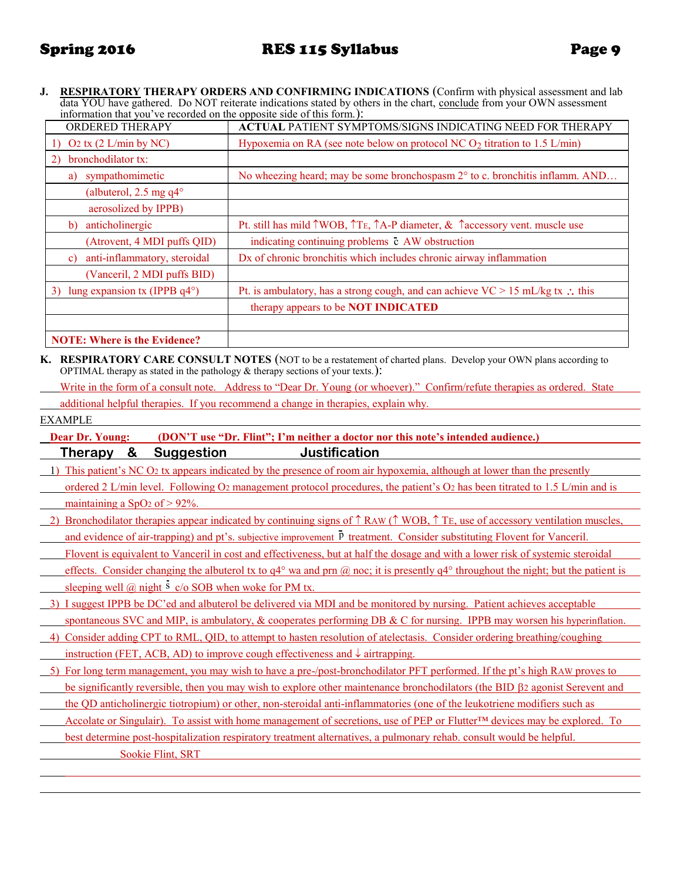**J. RESPIRATORY THERAPY ORDERS AND CONFIRMING INDICATIONS** (Confirm with physical assessment and lab data YOU have gathered. Do NOT reiterate indications stated by others in the chart, conclude from your OWN assessment information that you've recorded on the opposite side of this form.):

| ORDERED THERAPY | **ACTUAL** PATIENT SYMPTOMS/SIGNS INDICATING NEED FOR THERAPY |
|---|---|
| 1) $O_2$ tx (2 L/min by NC) | Hypoxemia on RA (see note below on protocol NC $O_2$ titration to 1.5 L/min) |
| 2) bronchodilator tx: | |
| a) sympathomimetic | No wheezing heard; may be some bronchospasm 2° to c. bronchitis inflamm. AND… |
| (albuterol, 2.5 mg q4° | |
| aerosolized by IPPB) | |
| b) anticholinergic | Pt. still has mild ↑WOB, ↑$T_E$, ↑A-P diameter, & ↑accessory vent. muscle use |
| (Atrovent, 4 MDI puffs QID) | indicating continuing problems c̄ AW obstruction |
| c) anti-inflammatory, steroidal | Dx of chronic bronchitis which includes chronic airway inflammation |
| (Vanceril, 2 MDI puffs BID) | |
| 3) lung expansion tx (IPPB q4°) | Pt. is ambulatory, has a strong cough, and can achieve VC > 15 mL/kg tx ∴ this |
| | therapy appears to be **NOT INDICATED** |
| | |
| **NOTE: Where is the Evidence?** | |

**K. RESPIRATORY CARE CONSULT NOTES** (NOT to be a restatement of charted plans. Develop your OWN plans according to OPTIMAL therapy as stated in the pathology & therapy sections of your texts.):

Write in the form of a consult note. Address to "Dear Dr. Young (or whoever)." Confirm/refute therapies as ordered. State additional helpful therapies. If you recommend a change in therapies, explain why.

EXAMPLE

**Dear Dr. Young:** **(DON'T use "Dr. Flint"; I'm neither a doctor nor this note's intended audience.)**

**Therapy & Suggestion** **Justification**

1) This patient's NC $O_2$ tx appears indicated by the presence of room air hypoxemia, although at lower than the presently ordered 2 L/min level. Following $O_2$ management protocol procedures, the patient's $O_2$ has been titrated to 1.5 L/min and is maintaining a $SpO_2$ of > 92%.

2) Bronchodilator therapies appear indicated by continuing signs of ↑ $R_{AW}$ (↑ WOB, ↑ $T_E$, use of accessory ventilation muscles, and evidence of air-trapping) and pt's. subjective improvement p̄ treatment. Consider substituting Flovent for Vanceril. Flovent is equivalent to Vanceril in cost and effectiveness, but at half the dosage and with a lower risk of systemic steroidal effects. Consider changing the albuterol tx to q4° wa and prn @ noc; it is presently q4° throughout the night; but the patient is sleeping well @ night s̄ c/o SOB when woke for PM tx.

3) I suggest IPPB be DC'ed and albuterol be delivered via MDI and be monitored by nursing. Patient achieves acceptable spontaneous SVC and MIP, is ambulatory, & cooperates performing DB & C for nursing. IPPB may worsen his hyperinflation.

4) Consider adding CPT to RML, QID, to attempt to hasten resolution of atelectasis. Consider ordering breathing/coughing instruction (FET, ACB, AD) to improve cough effectiveness and ↓ airtrapping.

5) For long term management, you may wish to have a pre-/post-bronchodilator PFT performed. If the pt's high $R_{AW}$ proves to be significantly reversible, then you may wish to explore other maintenance bronchodilators (the BID $\beta_2$ agonist Serevent and the QD anticholinergic tiotropium) or other, non-steroidal anti-inflammatories (one of the leukotriene modifiers such as Accolate or Singulair). To assist with home management of secretions, use of PEP or Flutter™ devices may be explored. To best determine post-hospitalization respiratory treatment alternatives, a pulmonary rehab. consult would be helpful.

Sookie Flint, SRT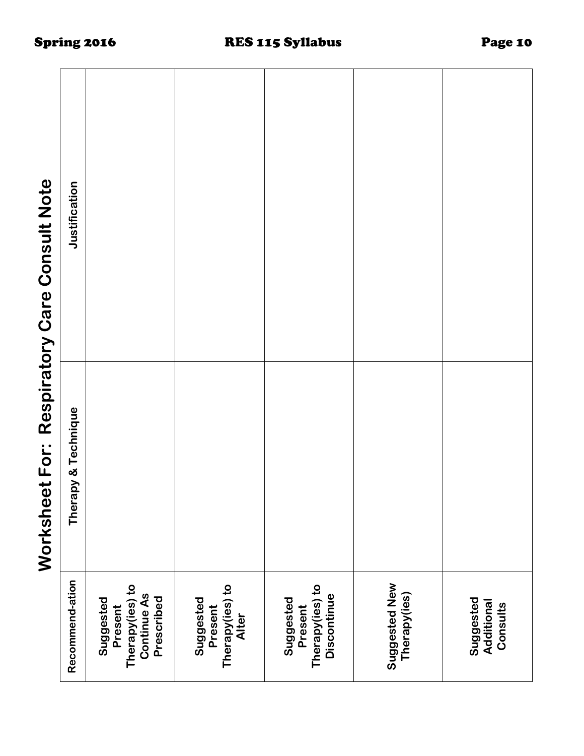# Worksheet For: Respiratory Care Consult Note

| Recommend-ation | Therapy & Technique | Justification |
| --- | --- | --- |
| **Suggested Present Therapy(ies) to Continue As Prescribed** | | |
| **Suggested Present Therapy(ies) to Alter** | | |
| **Suggested Present Therapy(ies) to Discontinue** | | |
| **Suggested New Therapy(ies)** | | |
| **Suggested Additional Consults** | | |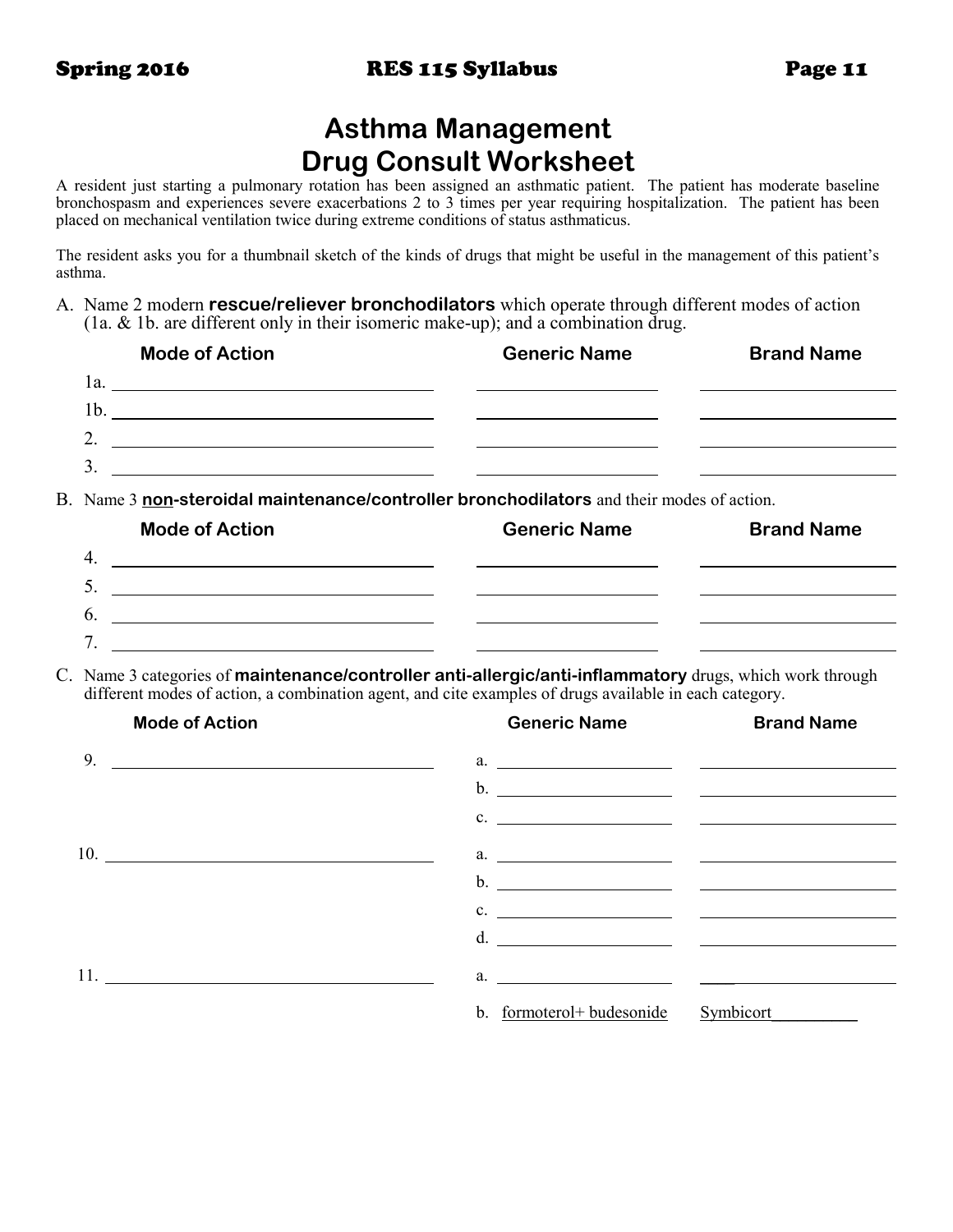# Asthma Management
# Drug Consult Worksheet

A resident just starting a pulmonary rotation has been assigned an asthmatic patient. The patient has moderate baseline bronchospasm and experiences severe exacerbations 2 to 3 times per year requiring hospitalization. The patient has been placed on mechanical ventilation twice during extreme conditions of status asthmaticus.

The resident asks you for a thumbnail sketch of the kinds of drugs that might be useful in the management of this patient's asthma.

A. Name 2 modern **rescue/reliever bronchodilators** which operate through different modes of action (1a. & 1b. are different only in their isomeric make-up); and a combination drug.

| | Mode of Action | Generic Name | Brand Name |
|---|---|---|---|
| 1a. | | | |
| 1b. | | | |
| 2. | | | |
| 3. | | | |

B. Name 3 **non-steroidal maintenance/controller bronchodilators** and their modes of action.

| | Mode of Action | Generic Name | Brand Name |
|---|---|---|---|
| 4. | | | |
| 5. | | | |
| 6. | | | |
| 7. | | | |

C. Name 3 categories of **maintenance/controller anti-allergic/anti-inflammatory** drugs, which work through different modes of action, a combination agent, and cite examples of drugs available in each category.

| | Mode of Action | | Generic Name | Brand Name |
|---|---|---|---|---|
| 9. | | a. | | |
| | | b. | | |
| | | c. | | |
| 10. | | a. | | |
| | | b. | | |
| | | c. | | |
| | | d. | | |
| 11. | | a. | | |
| | | b. | formoterol+ budesonide | Symbicort |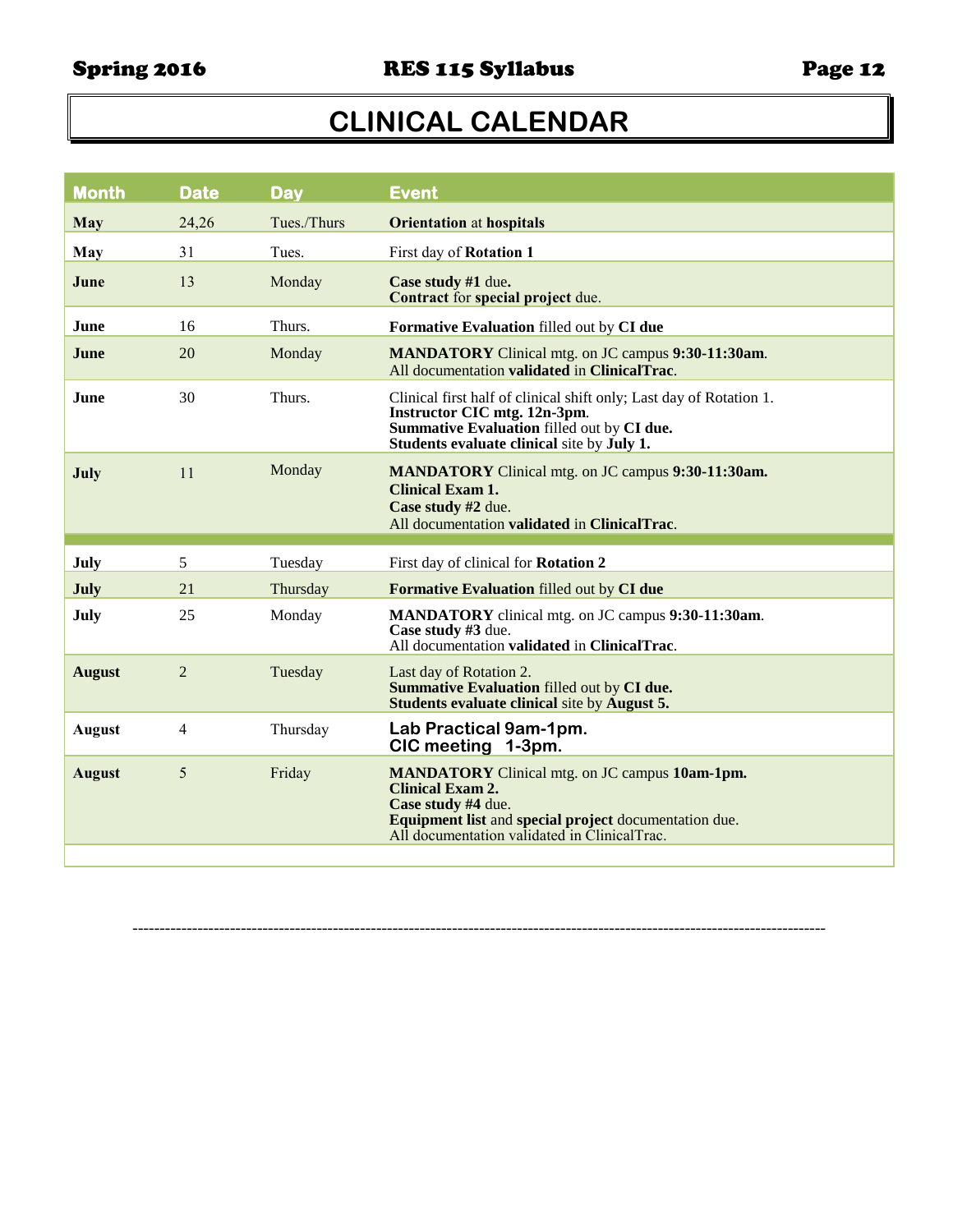# CLINICAL CALENDAR

| Month | Date | Day | Event |
|---|---|---|---|
| **May** | 24,26 | Tues./Thurs | **Orientation** at **hospitals** |
| **May** | 31 | Tues. | First day of **Rotation 1** |
| **June** | 13 | Monday | **Case study #1** due. **Contract** for **special project** due. |
| **June** | 16 | Thurs. | **Formative Evaluation** filled out by **CI due** |
| **June** | 20 | Monday | **MANDATORY** Clinical mtg. on JC campus **9:30-11:30am**. All documentation **validated** in **ClinicalTrac**. |
| **June** | 30 | Thurs. | Clinical first half of clinical shift only; Last day of Rotation 1. **Instructor CIC mtg. 12n-3pm**. **Summative Evaluation** filled out by **CI due.** **Students evaluate clinical** site by **July 1.** |
| **July** | 11 | Monday | **MANDATORY** Clinical mtg. on JC campus **9:30-11:30am.** **Clinical Exam 1.** **Case study #2** due. All documentation **validated** in **ClinicalTrac**. |
| | | | |
| **July** | 5 | Tuesday | First day of clinical for **Rotation 2** |
| **July** | 21 | Thursday | **Formative Evaluation** filled out by **CI due** |
| **July** | 25 | Monday | **MANDATORY** clinical mtg. on JC campus **9:30-11:30am**. **Case study #3** due. All documentation **validated** in **ClinicalTrac**. |
| **August** | 2 | Tuesday | Last day of Rotation 2. **Summative Evaluation** filled out by **CI due.** **Students evaluate clinical** site by **August 5.** |
| **August** | 4 | Thursday | **Lab Practical 9am-1pm.** **CIC meeting 1-3pm.** |
| **August** | 5 | Friday | **MANDATORY** Clinical mtg. on JC campus **10am-1pm.** **Clinical Exam 2.** **Case study #4** due. **Equipment list** and **special project** documentation due. All documentation validated in ClinicalTrac. |

---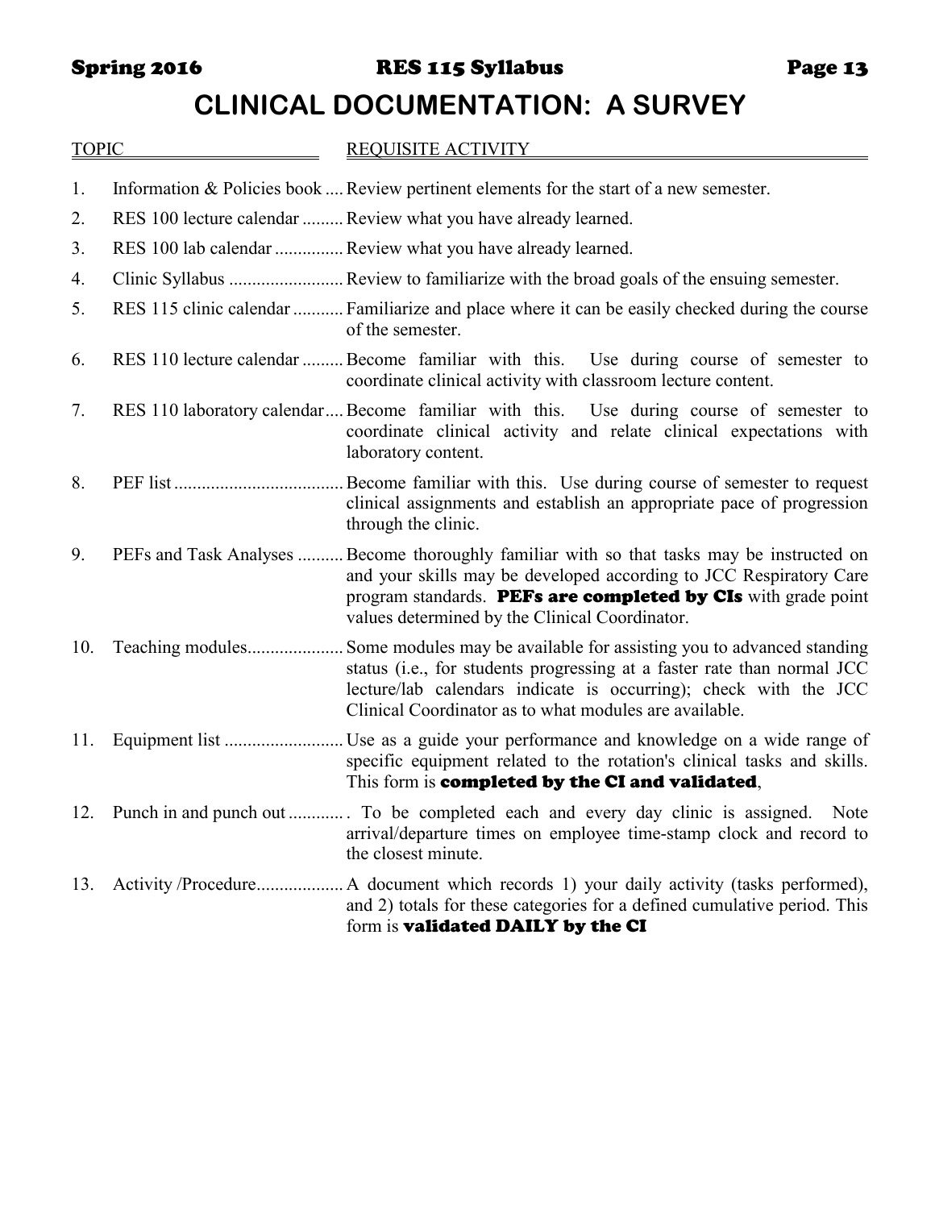# CLINICAL DOCUMENTATION: A SURVEY

| TOPIC | REQUISITE ACTIVITY |
|---|---|
| 1. Information & Policies book | Review pertinent elements for the start of a new semester. |
| 2. RES 100 lecture calendar | Review what you have already learned. |
| 3. RES 100 lab calendar | Review what you have already learned. |
| 4. Clinic Syllabus | Review to familiarize with the broad goals of the ensuing semester. |
| 5. RES 115 clinic calendar | Familiarize and place where it can be easily checked during the course of the semester. |
| 6. RES 110 lecture calendar | Become familiar with this. Use during course of semester to coordinate clinical activity with classroom lecture content. |
| 7. RES 110 laboratory calendar | Become familiar with this. Use during course of semester to coordinate clinical activity and relate clinical expectations with laboratory content. |
| 8. PEF list | Become familiar with this. Use during course of semester to request clinical assignments and establish an appropriate pace of progression through the clinic. |
| 9. PEFs and Task Analyses | Become thoroughly familiar with so that tasks may be instructed on and your skills may be developed according to JCC Respiratory Care program standards. **PEFs are completed by CIs** with grade point values determined by the Clinical Coordinator. |
| 10. Teaching modules | Some modules may be available for assisting you to advanced standing status (i.e., for students progressing at a faster rate than normal JCC lecture/lab calendars indicate is occurring); check with the JCC Clinical Coordinator as to what modules are available. |
| 11. Equipment list | Use as a guide your performance and knowledge on a wide range of specific equipment related to the rotation's clinical tasks and skills. This form is **completed by the CI and validated**, |
| 12. Punch in and punch out | . To be completed each and every day clinic is assigned. Note arrival/departure times on employee time-stamp clock and record to the closest minute. |
| 13. Activity /Procedure | A document which records 1) your daily activity (tasks performed), and 2) totals for these categories for a defined cumulative period. This form is **validated DAILY by the CI** |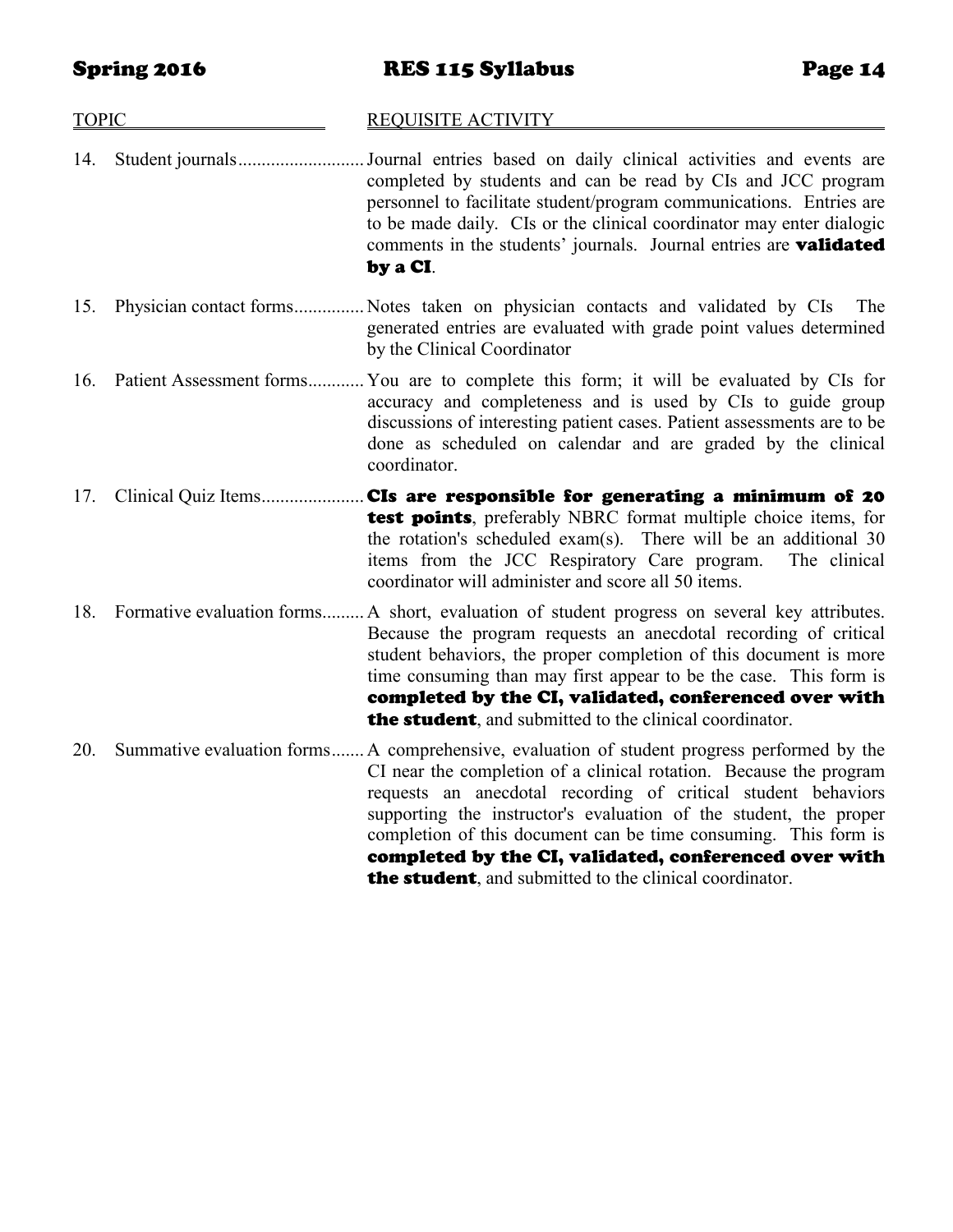| TOPIC | REQUISITE ACTIVITY |
|---|---|
| 14. Student journals | Journal entries based on daily clinical activities and events are completed by students and can be read by CIs and JCC program personnel to facilitate student/program communications. Entries are to be made daily. CIs or the clinical coordinator may enter dialogic comments in the students' journals. Journal entries are **validated by a CI**. |
| 15. Physician contact forms | Notes taken on physician contacts and validated by CIs The generated entries are evaluated with grade point values determined by the Clinical Coordinator |
| 16. Patient Assessment forms | You are to complete this form; it will be evaluated by CIs for accuracy and completeness and is used by CIs to guide group discussions of interesting patient cases. Patient assessments are to be done as scheduled on calendar and are graded by the clinical coordinator. |
| 17. Clinical Quiz Items | **CIs are responsible for generating a minimum of 20 test points**, preferably NBRC format multiple choice items, for the rotation's scheduled exam(s). There will be an additional 30 items from the JCC Respiratory Care program. The clinical coordinator will administer and score all 50 items. |
| 18. Formative evaluation forms | A short, evaluation of student progress on several key attributes. Because the program requests an anecdotal recording of critical student behaviors, the proper completion of this document is more time consuming than may first appear to be the case. This form is **completed by the CI, validated, conferenced over with the student**, and submitted to the clinical coordinator. |
| 20. Summative evaluation forms | A comprehensive, evaluation of student progress performed by the CI near the completion of a clinical rotation. Because the program requests an anecdotal recording of critical student behaviors supporting the instructor's evaluation of the student, the proper completion of this document can be time consuming. This form is **completed by the CI, validated, conferenced over with the student**, and submitted to the clinical coordinator. |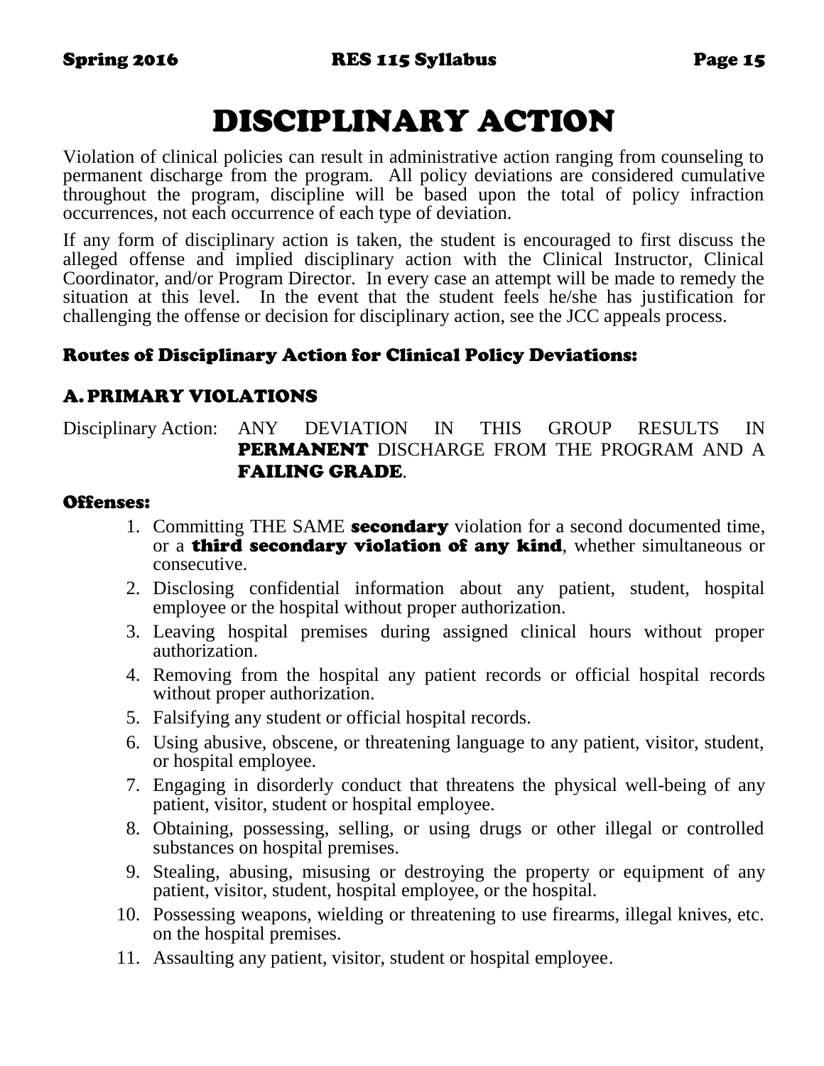# DISCIPLINARY ACTION

Violation of clinical policies can result in administrative action ranging from counseling to permanent discharge from the program. All policy deviations are considered cumulative throughout the program, discipline will be based upon the total of policy infraction occurrences, not each occurrence of each type of deviation.

If any form of disciplinary action is taken, the student is encouraged to first discuss the alleged offense and implied disciplinary action with the Clinical Instructor, Clinical Coordinator, and/or Program Director. In every case an attempt will be made to remedy the situation at this level. In the event that the student feels he/she has justification for challenging the offense or decision for disciplinary action, see the JCC appeals process.

### Routes of Disciplinary Action for Clinical Policy Deviations:

### A. PRIMARY VIOLATIONS

Disciplinary Action: ANY DEVIATION IN THIS GROUP RESULTS IN **PERMANENT** DISCHARGE FROM THE PROGRAM AND A **FAILING GRADE**.

#### Offenses:

1. Committing THE SAME **secondary** violation for a second documented time, or a **third secondary violation of any kind**, whether simultaneous or consecutive.
2. Disclosing confidential information about any patient, student, hospital employee or the hospital without proper authorization.
3. Leaving hospital premises during assigned clinical hours without proper authorization.
4. Removing from the hospital any patient records or official hospital records without proper authorization.
5. Falsifying any student or official hospital records.
6. Using abusive, obscene, or threatening language to any patient, visitor, student, or hospital employee.
7. Engaging in disorderly conduct that threatens the physical well-being of any patient, visitor, student or hospital employee.
8. Obtaining, possessing, selling, or using drugs or other illegal or controlled substances on hospital premises.
9. Stealing, abusing, misusing or destroying the property or equipment of any patient, visitor, student, hospital employee, or the hospital.
10. Possessing weapons, wielding or threatening to use firearms, illegal knives, etc. on the hospital premises.
11. Assaulting any patient, visitor, student or hospital employee.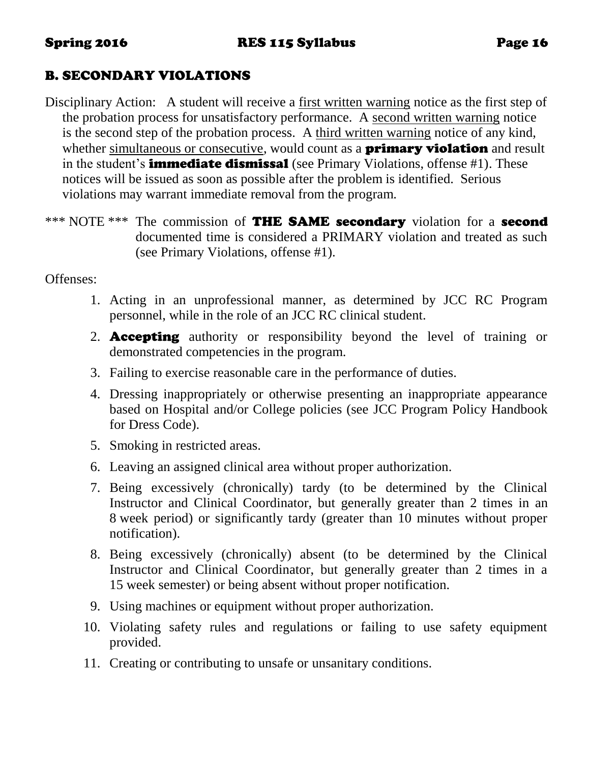## B. SECONDARY VIOLATIONS

Disciplinary Action: A student will receive a first written warning notice as the first step of the probation process for unsatisfactory performance. A second written warning notice is the second step of the probation process. A third written warning notice of any kind, whether simultaneous or consecutive, would count as a **primary violation** and result in the student's **immediate dismissal** (see Primary Violations, offense #1). These notices will be issued as soon as possible after the problem is identified. Serious violations may warrant immediate removal from the program.

*** NOTE *** The commission of **THE SAME secondary** violation for a **second** documented time is considered a PRIMARY violation and treated as such (see Primary Violations, offense #1).

Offenses:

1. Acting in an unprofessional manner, as determined by JCC RC Program personnel, while in the role of an JCC RC clinical student.
2. **Accepting** authority or responsibility beyond the level of training or demonstrated competencies in the program.
3. Failing to exercise reasonable care in the performance of duties.
4. Dressing inappropriately or otherwise presenting an inappropriate appearance based on Hospital and/or College policies (see JCC Program Policy Handbook for Dress Code).
5. Smoking in restricted areas.
6. Leaving an assigned clinical area without proper authorization.
7. Being excessively (chronically) tardy (to be determined by the Clinical Instructor and Clinical Coordinator, but generally greater than 2 times in an 8 week period) or significantly tardy (greater than 10 minutes without proper notification).
8. Being excessively (chronically) absent (to be determined by the Clinical Instructor and Clinical Coordinator, but generally greater than 2 times in a 15 week semester) or being absent without proper notification.
9. Using machines or equipment without proper authorization.
10. Violating safety rules and regulations or failing to use safety equipment provided.
11. Creating or contributing to unsafe or unsanitary conditions.